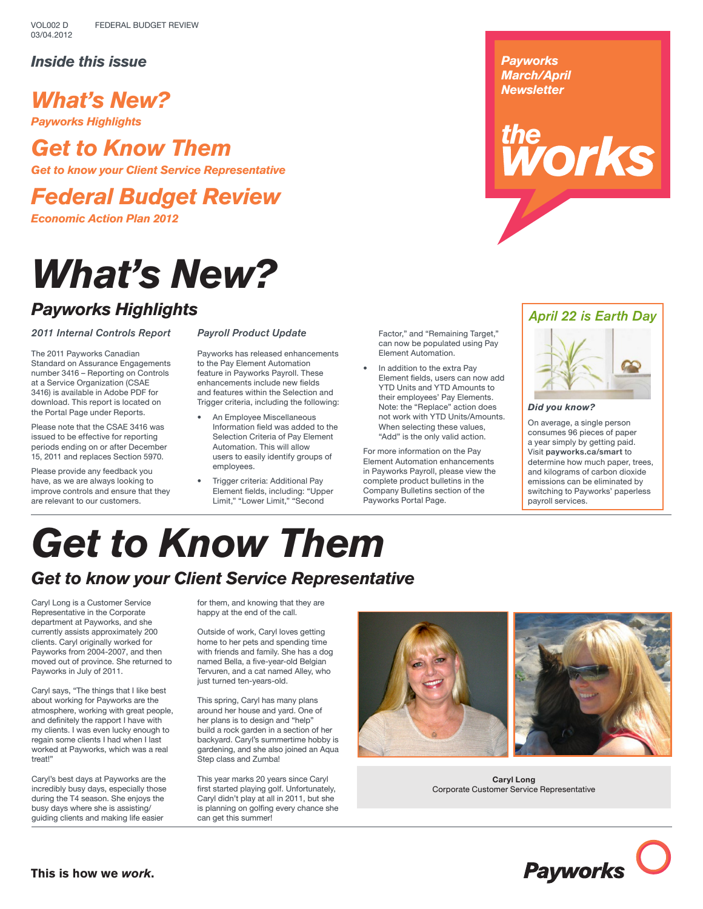VOL002 D FEDERAL BUDGET REVIEW
03/04.2012

**Payworks March/April Newsletter**

**the works**

### Inside this issue

**What's New?**
*Payworks Highlights*

**Get to Know Them**
*Get to know your Client Service Representative*

**Federal Budget Review**
*Economic Action Plan 2012*

# What's New?

## Payworks Highlights

### 2011 Internal Controls Report

The 2011 Payworks Canadian Standard on Assurance Engagements number 3416 – Reporting on Controls at a Service Organization (CSAE 3416) is available in Adobe PDF for download. This report is located on the Portal Page under Reports.

Please note that the CSAE 3416 was issued to be effective for reporting periods ending on or after December 15, 2011 and replaces Section 5970.

Please provide any feedback you have, as we are always looking to improve controls and ensure that they are relevant to our customers.

### Payroll Product Update

Payworks has released enhancements to the Pay Element Automation feature in Payworks Payroll. These enhancements include new fields and features within the Selection and Trigger criteria, including the following:

- An Employee Miscellaneous Information field was added to the Selection Criteria of Pay Element Automation. This will allow users to easily identify groups of employees.
- Trigger criteria: Additional Pay Element fields, including: "Upper Limit," "Lower Limit," "Second Factor," and "Remaining Target," can now be populated using Pay Element Automation.
- In addition to the extra Pay Element fields, users can now add YTD Units and YTD Amounts to their employees' Pay Elements. Note: the "Replace" action does not work with YTD Units/Amounts. When selecting these values, "Add" is the only valid action.

For more information on the Pay Element Automation enhancements in Payworks Payroll, please view the complete product bulletins in the Company Bulletins section of the Payworks Portal Page.

### April 22 is Earth Day

***Did you know?***

On average, a single person consumes 96 pieces of paper a year simply by getting paid. Visit **payworks.ca/smart** to determine how much paper, trees, and kilograms of carbon dioxide emissions can be eliminated by switching to Payworks' paperless payroll services.

# Get to Know Them

## Get to know your Client Service Representative

Caryl Long is a Customer Service Representative in the Corporate department at Payworks, and she currently assists approximately 200 clients. Caryl originally worked for Payworks from 2004-2007, and then moved out of province. She returned to Payworks in July of 2011.

Caryl says, "The things that I like best about working for Payworks are the atmosphere, working with great people, and definitely the rapport I have with my clients. I was even lucky enough to regain some clients I had when I last worked at Payworks, which was a real treat!"

Caryl's best days at Payworks are the incredibly busy days, especially those during the T4 season. She enjoys the busy days where she is assisting/guiding clients and making life easier for them, and knowing that they are happy at the end of the call.

Outside of work, Caryl loves getting home to her pets and spending time with friends and family. She has a dog named Bella, a five-year-old Belgian Tervuren, and a cat named Alley, who just turned ten-years-old.

This spring, Caryl has many plans around her house and yard. One of her plans is to design and "help" build a rock garden in a section of her backyard. Caryl's summertime hobby is gardening, and she also joined an Aqua Step class and Zumba!

This year marks 20 years since Caryl first started playing golf. Unfortunately, Caryl didn't play at all in 2011, but she is planning on golfing every chance she can get this summer!

**Caryl Long**
Corporate Customer Service Representative

**This is how we *work*.**

**Payworks**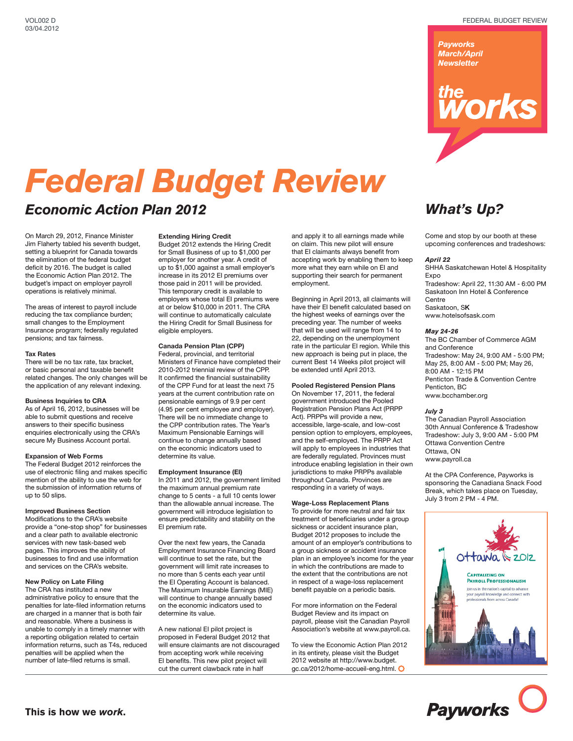# Federal Budget Review

## Economic Action Plan 2012

On March 29, 2012, Finance Minister Jim Flaherty tabled his seventh budget, setting a blueprint for Canada towards the elimination of the federal budget deficit by 2016. The budget is called the Economic Action Plan 2012. The budget's impact on employer payroll operations is relatively minimal.

The areas of interest to payroll include reducing the tax compliance burden; small changes to the Employment Insurance program; federally regulated pensions; and tax fairness.

**Tax Rates**
There will be no tax rate, tax bracket, or basic personal and taxable benefit related changes. The only changes will be the application of any relevant indexing.

**Business Inquiries to CRA**
As of April 16, 2012, businesses will be able to submit questions and receive answers to their specific business enquiries electronically using the CRA's secure My Business Account portal.

**Expansion of Web Forms**
The Federal Budget 2012 reinforces the use of electronic filing and makes specific mention of the ability to use the web for the submission of information returns of up to 50 slips.

**Improved Business Section**
Modifications to the CRA's website provide a "one-stop shop" for businesses and a clear path to available electronic services with new task-based web pages. This improves the ability of businesses to find and use information and services on the CRA's website.

**New Policy on Late Filing**
The CRA has instituted a new administrative policy to ensure that the penalties for late-filed information returns are charged in a manner that is both fair and reasonable. Where a business is unable to comply in a timely manner with a reporting obligation related to certain information returns, such as T4s, reduced penalties will be applied when the number of late-filed returns is small.

**Extending Hiring Credit**
Budget 2012 extends the Hiring Credit for Small Business of up to $1,000 per employer for another year. A credit of up to $1,000 against a small employer's increase in its 2012 EI premiums over those paid in 2011 will be provided. This temporary credit is available to employers whose total EI premiums were at or below $10,000 in 2011. The CRA will continue to automatically calculate the Hiring Credit for Small Business for eligible employers.

**Canada Pension Plan (CPP)**
Federal, provincial, and territorial Ministers of Finance have completed their 2010-2012 triennial review of the CPP. It confirmed the financial sustainability of the CPP Fund for at least the next 75 years at the current contribution rate on pensionable earnings of 9.9 per cent (4.95 per cent employee and employer). There will be no immediate change to the CPP contribution rates. The Year's Maximum Pensionable Earnings will continue to change annually based on the economic indicators used to determine its value.

**Employment Insurance (EI)**
In 2011 and 2012, the government limited the maximum annual premium rate change to 5 cents - a full 10 cents lower than the allowable annual increase. The government will introduce legislation to ensure predictability and stability on the EI premium rate.

Over the next few years, the Canada Employment Insurance Financing Board will continue to set the rate, but the government will limit rate increases to no more than 5 cents each year until the EI Operating Account is balanced. The Maximum Insurable Earnings (MIE) will continue to change annually based on the economic indicators used to determine its value.

A new national EI pilot project is proposed in Federal Budget 2012 that will ensure claimants are not discouraged from accepting work while receiving EI benefits. This new pilot project will cut the current clawback rate in half and apply it to all earnings made while on claim. This new pilot will ensure that EI claimants always benefit from accepting work by enabling them to keep more what they earn while on EI and supporting their search for permanent employment.

Beginning in April 2013, all claimants will have their EI benefit calculated based on the highest weeks of earnings over the preceding year. The number of weeks that will be used will range from 14 to 22, depending on the unemployment rate in the particular EI region. While this new approach is being put in place, the current Best 14 Weeks pilot project will be extended until April 2013.

**Pooled Registered Pension Plans**
On November 17, 2011, the federal government introduced the Pooled Registration Pension Plans Act (PRPP Act). PRPPs will provide a new, accessible, large-scale, and low-cost pension option to employers, employees, and the self-employed. The PRPP Act will apply to employees in industries that are federally regulated. Provinces must introduce enabling legislation in their own jurisdictions to make PRPPs available throughout Canada. Provinces are responding in a variety of ways.

**Wage-Loss Replacement Plans**
To provide for more neutral and fair tax treatment of beneficiaries under a group sickness or accident insurance plan, Budget 2012 proposes to include the amount of an employer's contributions to a group sickness or accident insurance plan in an employee's income for the year in which the contributions are made to the extent that the contributions are not in respect of a wage-loss replacement benefit payable on a periodic basis.

For more information on the Federal Budget Review and its impact on payroll, please visit the Canadian Payroll Association's website at www.payroll.ca.

To view the Economic Action Plan 2012 in its entirety, please visit the Budget 2012 website at http://www.budget.gc.ca/2012/home-accueil-eng.html.

## What's Up?

Come and stop by our booth at these upcoming conferences and tradeshows:

***April 22***
SHHA Saskatchewan Hotel & Hospitality Expo
Tradeshow: April 22, 11:30 AM - 6:00 PM
Saskatoon Inn Hotel & Conference Centre
Saskatoon, SK
www.hotelsofsask.com

***May 24-26***
The BC Chamber of Commerce AGM and Conference
Tradeshow: May 24, 9:00 AM - 5:00 PM; May 25, 8:00 AM - 5:00 PM; May 26, 8:00 AM - 12:15 PM
Penticton Trade & Convention Centre
Penticton, BC
www.bcchamber.org

***July 3***
The Canadian Payroll Association 30th Annual Conference & Tradeshow
Tradeshow: July 3, 9:00 AM - 5:00 PM
Ottawa Convention Centre
Ottawa, ON
www.payroll.ca

At the CPA Conference, Payworks is sponsoring the Canadiana Snack Food Break, which takes place on Tuesday, July 3 from 2 PM - 4 PM.

Ottawa 2012
Capitalizing on Payroll Professionalism
Join us in the nation's capital to advance your payroll knowledge and connect with professionals from across Canada!